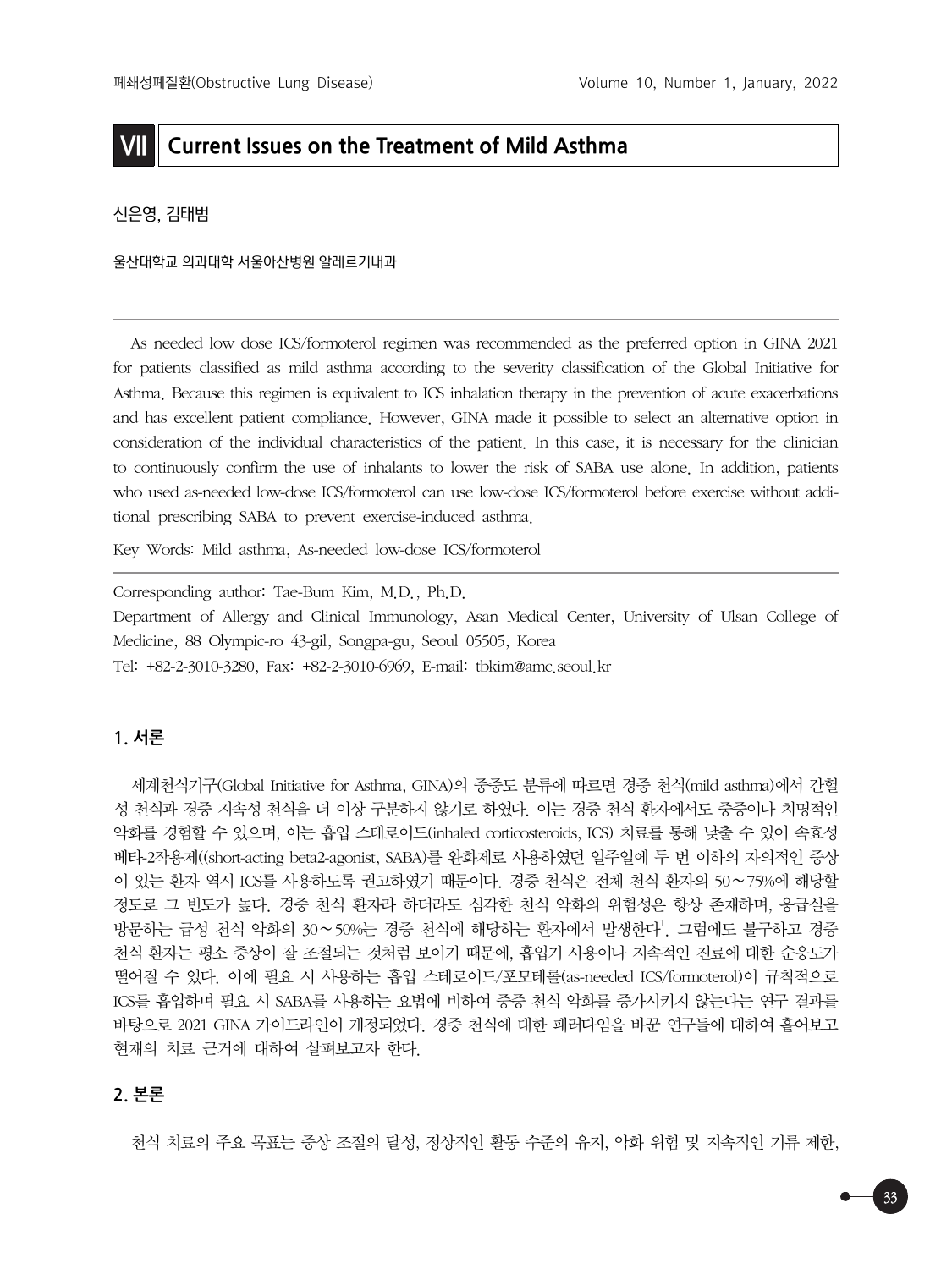# VII Current Issues on the Treatment of Mild Asthma

신은영, 김태범

울산대학교 의과대학 서울아산병원 알레르기내과

---

As needed low dose ICS/formoterol regimen was recommended as the preferred option in GINA 2021 for patients classified as mild asthma according to the severity classification of the Global Initiative for Asthma. Because this regimen is equivalent to ICS inhalation therapy in the prevention of acute exacerbations and has excellent patient compliance. However, GINA made it possible to select an alternative option in consideration of the individual characteristics of the patient. In this case, it is necessary for the clinician to continuously confirm the use of inhalants to lower the risk of SABA use alone. In addition, patients who used as-needed low-dose ICS/formoterol can use low-dose ICS/formoterol before exercise without additional prescribing SABA to prevent exercise-induced asthma.

Key Words: Mild asthma, As-needed low-dose ICS/formoterol

---

Corresponding author: Tae-Bum Kim, M.D., Ph.D.
Department of Allergy and Clinical Immunology, Asan Medical Center, University of Ulsan College of Medicine, 88 Olympic-ro 43-gil, Songpa-gu, Seoul 05505, Korea
Tel: +82-2-3010-3280, Fax: +82-2-3010-6969, E-mail: tbkim@amc.seoul.kr

## 1. 서론

세계천식기구(Global Initiative for Asthma, GINA)의 중증도 분류에 따르면 경증 천식(mild asthma)에서 간헐성 천식과 경증 지속성 천식을 더 이상 구분하지 않기로 하였다. 이는 경증 천식 환자에서도 중증이나 치명적인 악화를 경험할 수 있으며, 이는 흡입 스테로이드(inhaled corticosteroids, ICS) 치료를 통해 낮출 수 있어 속효성 베타-2작용제((short-acting beta2-agonist, SABA)를 완화제로 사용하였던 일주일에 두 번 이하의 자의적인 증상이 있는 환자 역시 ICS를 사용하도록 권고하였기 때문이다. 경증 천식은 전체 천식 환자의 50∼75%에 해당할 정도로 그 빈도가 높다. 경증 천식 환자라 하더라도 심각한 천식 악화의 위험성은 항상 존재하며, 응급실을 방문하는 급성 천식 악화의 30∼50%는 경증 천식에 해당하는 환자에서 발생한다[1]. 그럼에도 불구하고 경증 천식 환자는 평소 증상이 잘 조절되는 것처럼 보이기 때문에, 흡입기 사용이나 지속적인 진료에 대한 순응도가 떨어질 수 있다. 이에 필요 시 사용하는 흡입 스테로이드/포모테롤(as-needed ICS/formoterol)이 규칙적으로 ICS를 흡입하며 필요 시 SABA를 사용하는 요법에 비하여 중증 천식 악화를 증가시키지 않는다는 연구 결과를 바탕으로 2021 GINA 가이드라인이 개정되었다. 경증 천식에 대한 패러다임을 바꾼 연구들에 대하여 훑어보고 현재의 치료 근거에 대하여 살펴보고자 한다.

## 2. 본론

천식 치료의 주요 목표는 증상 조절의 달성, 정상적인 활동 수준의 유지, 악화 위험 및 지속적인 기류 제한,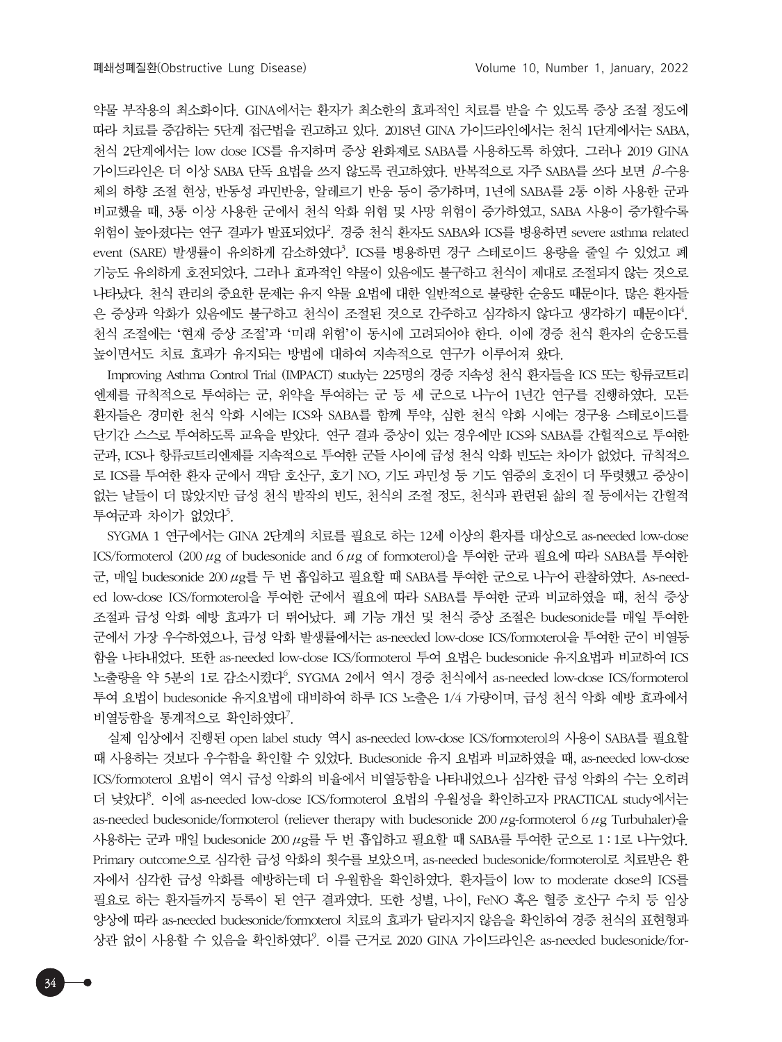약물 부작용의 최소화이다. GINA에서는 환자가 최소한의 효과적인 치료를 받을 수 있도록 증상 조절 정도에 따라 치료를 증감하는 5단계 접근법을 권고하고 있다. 2018년 GINA 가이드라인에서는 천식 1단계에서는 SABA, 천식 2단계에서는 low dose ICS를 유지하며 증상 완화제로 SABA를 사용하도록 하였다. 그러나 2019 GINA 가이드라인은 더 이상 SABA 단독 요법을 쓰지 않도록 권고하였다. 반복적으로 자주 SABA를 쓰다 보면 $\beta$-수용체의 하향 조절 현상, 반동성 과민반응, 알레르기 반응 등이 증가하며, 1년에 SABA를 2통 이하 사용한 군과 비교했을 때, 3통 이상 사용한 군에서 천식 악화 위험 및 사망 위험이 증가하였고, SABA 사용이 증가할수록 위험이 높아졌다는 연구 결과가 발표되었다[2]. 경증 천식 환자도 SABA와 ICS를 병용하면 severe asthma related event (SARE) 발생률이 유의하게 감소하였다[3]. ICS를 병용하면 경구 스테로이드 용량을 줄일 수 있었고 폐 기능도 유의하게 호전되었다. 그러나 효과적인 약물이 있음에도 불구하고 천식이 제대로 조절되지 않는 것으로 나타났다. 천식 관리의 중요한 문제는 유지 약물 요법에 대한 일반적으로 불량한 순응도 때문이다. 많은 환자들은 증상과 악화가 있음에도 불구하고 천식이 조절된 것으로 간주하고 심각하지 않다고 생각하기 때문이다[4]. 천식 조절에는 '현재 증상 조절'과 '미래 위험'이 동시에 고려되어야 한다. 이에 경증 천식 환자의 순응도를 높이면서도 치료 효과가 유지되는 방법에 대하여 지속적으로 연구가 이루어져 왔다.

Improving Asthma Control Trial (IMPACT) study는 225명의 경증 지속성 천식 환자들을 ICS 또는 항류코트리엔제를 규칙적으로 투여하는 군, 위약을 투여하는 군 등 세 군으로 나누어 1년간 연구를 진행하였다. 모든 환자들은 경미한 천식 악화 시에는 ICS와 SABA를 함께 투약, 심한 천식 악화 시에는 경구용 스테로이드를 단기간 스스로 투여하도록 교육을 받았다. 연구 결과 증상이 있는 경우에만 ICS와 SABA를 간헐적으로 투여한 군과, ICS나 항류코트리엔제를 지속적으로 투여한 군들 사이에 급성 천식 악화 빈도는 차이가 없었다. 규칙적으로 ICS를 투여한 환자 군에서 객담 호산구, 호기 NO, 기도 과민성 등 기도 염증의 호전이 더 뚜렷했고 증상이 없는 날들이 더 많았지만 급성 천식 발작의 빈도, 천식의 조절 정도, 천식과 관련된 삶의 질 등에서는 간헐적 투여군과 차이가 없었다[5].

SYGMA 1 연구에서는 GINA 2단계의 치료를 필요로 하는 12세 이상의 환자를 대상으로 as-needed low-dose ICS/formoterol (200 $\mu$g of budesonide and 6 $\mu$g of formoterol)을 투여한 군과 필요에 따라 SABA를 투여한 군, 매일 budesonide 200 $\mu$g를 두 번 흡입하고 필요할 때 SABA를 투여한 군으로 나누어 관찰하였다. As-needed low-dose ICS/formoterol을 투여한 군에서 필요에 따라 SABA를 투여한 군과 비교하였을 때, 천식 증상 조절과 급성 악화 예방 효과가 더 뛰어났다. 폐 기능 개선 및 천식 증상 조절은 budesonide를 매일 투여한 군에서 가장 우수하였으나, 급성 악화 발생률에서는 as-needed low-dose ICS/formoterol을 투여한 군이 비열등함을 나타내었다. 또한 as-needed low-dose ICS/formoterol 투여 요법은 budesonide 유지요법과 비교하여 ICS 노출량을 약 5분의 1로 감소시켰다[6]. SYGMA 2에서 역시 경증 천식에서 as-needed low-dose ICS/formoterol 투여 요법이 budesonide 유지요법에 대비하여 하루 ICS 노출은 1/4 가량이며, 급성 천식 악화 예방 효과에서 비열등함을 통계적으로 확인하였다[7].

실제 임상에서 진행된 open label study 역시 as-needed low-dose ICS/formoterol의 사용이 SABA를 필요할 때 사용하는 것보다 우수함을 확인할 수 있었다. Budesonide 유지 요법과 비교하였을 때, as-needed low-dose ICS/formoterol 요법이 역시 급성 악화의 비율에서 비열등함을 나타내었으나 심각한 급성 악화의 수는 오히려 더 낮았다[8]. 이에 as-needed low-dose ICS/formoterol 요법의 우월성을 확인하고자 PRACTICAL study에서는 as-needed budesonide/formoterol (reliever therapy with budesonide 200 $\mu$g-formoterol 6 $\mu$g Turbuhaler)을 사용하는 군과 매일 budesonide 200 $\mu$g를 두 번 흡입하고 필요할 때 SABA를 투여한 군으로 1 : 1로 나누었다. Primary outcome으로 심각한 급성 악화의 횟수를 보았으며, as-needed budesonide/formoterol로 치료받은 환자에서 심각한 급성 악화를 예방하는데 더 우월함을 확인하였다. 환자들이 low to moderate dose의 ICS를 필요로 하는 환자들까지 등록이 된 연구 결과였다. 또한 성별, 나이, FeNO 혹은 혈중 호산구 수치 등 임상 양상에 따라 as-needed budesonide/formoterol 치료의 효과가 달라지지 않음을 확인하여 경증 천식의 표현형과 상관 없이 사용할 수 있음을 확인하였다[9]. 이를 근거로 2020 GINA 가이드라인은 as-needed budesonide/for-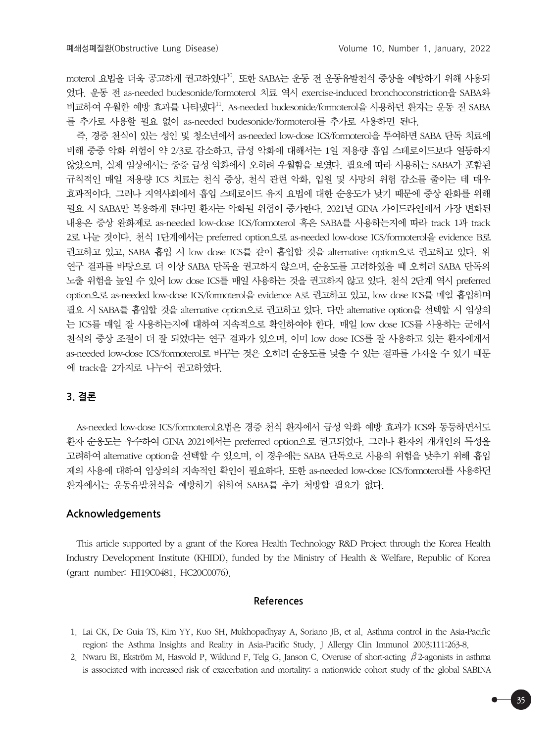moterol 요법을 더욱 공고하게 권고하였다[10]. 또한 SABA는 운동 전 운동유발천식 증상을 예방하기 위해 사용되었다. 운동 전 as-needed budesonide/formoterol 치료 역시 exercise-induced bronchoconstriction을 SABA와 비교하여 우월한 예방 효과를 나타냈다[11]. As-needed budesonide/formoterol을 사용하던 환자는 운동 전 SABA를 추가로 사용할 필요 없이 as-needed budesonide/formoterol를 추가로 사용하면 된다.

즉, 경증 천식이 있는 성인 및 청소년에서 as-needed low-dose ICS/formoterol을 투여하면 SABA 단독 치료에 비해 중증 악화 위험이 약 2/3로 감소하고, 급성 악화에 대해서는 1일 저용량 흡입 스테로이드보다 열등하지 않았으며, 실제 임상에서는 중증 급성 악화에서 오히려 우월함을 보였다. 필요에 따라 사용하는 SABA가 포함된 규칙적인 매일 저용량 ICS 치료는 천식 증상, 천식 관련 악화, 입원 및 사망의 위험 감소를 줄이는 데 매우 효과적이다. 그러나 지역사회에서 흡입 스테로이드 유지 요법에 대한 순응도가 낮기 때문에 증상 완화를 위해 필요 시 SABA만 복용하게 된다면 환자는 악화될 위험이 증가한다. 2021년 GINA 가이드라인에서 가장 변화된 내용은 증상 완화제로 as-needed low-dose ICS/formoterol 혹은 SABA를 사용하는지에 따라 track 1과 track 2로 나눈 것이다. 천식 1단계에서는 preferred option으로 as-needed low-dose ICS/formoterol을 evidence B로 권고하고 있고, SABA 흡입 시 low dose ICS를 같이 흡입할 것을 alternative option으로 권고하고 있다. 위 연구 결과를 바탕으로 더 이상 SABA 단독을 권고하지 않으며, 순응도를 고려하였을 때 오히려 SABA 단독의 노출 위험을 높일 수 있어 low dose ICS를 매일 사용하는 것을 권고하지 않고 있다. 천식 2단계 역시 preferred option으로 as-needed low-dose ICS/formoterol을 evidence A로 권고하고 있고, low dose ICS를 매일 흡입하며 필요 시 SABA를 흡입할 것을 alternative option으로 권고하고 있다. 다만 alternative option을 선택할 시 임상의는 ICS를 매일 잘 사용하는지에 대하여 지속적으로 확인하여야 한다. 매일 low dose ICS를 사용하는 군에서 천식의 증상 조절이 더 잘 되었다는 연구 결과가 있으며, 이미 low dose ICS를 잘 사용하고 있는 환자에게서 as-needed low-dose ICS/formoterol로 바꾸는 것은 오히려 순응도를 낮출 수 있는 결과를 가져올 수 있기 때문에 track을 2가지로 나누어 권고하였다.

## 3. 결론

As-needed low-dose ICS/formoterol요법은 경증 천식 환자에서 급성 악화 예방 효과가 ICS와 동등하면서도 환자 순응도는 우수하여 GINA 2021에서는 preferred option으로 권고되었다. 그러나 환자의 개개인의 특성을 고려하여 alternative option을 선택할 수 있으며, 이 경우에는 SABA 단독으로 사용의 위험을 낮추기 위해 흡입제의 사용에 대하여 임상의의 지속적인 확인이 필요하다. 또한 as-needed low-dose ICS/formoterol를 사용하던 환자에서는 운동유발천식을 예방하기 위하여 SABA를 추가 처방할 필요가 없다.

## Acknowledgements

This article supported by a grant of the Korea Health Technology R&D Project through the Korea Health Industry Development Institute (KHIDI), funded by the Ministry of Health & Welfare, Republic of Korea (grant number: HI19C0481, HC20C0076).

## References

1. Lai CK, De Guia TS, Kim YY, Kuo SH, Mukhopadhyay A, Soriano JB, et al. Asthma control in the Asia-Pacific region: the Asthma Insights and Reality in Asia-Pacific Study. J Allergy Clin Immunol 2003;111:263-8.
2. Nwaru BI, Ekström M, Hasvold P, Wiklund F, Telg G, Janson C. Overuse of short-acting $\beta$2-agonists in asthma is associated with increased risk of exacerbation and mortality: a nationwide cohort study of the global SABINA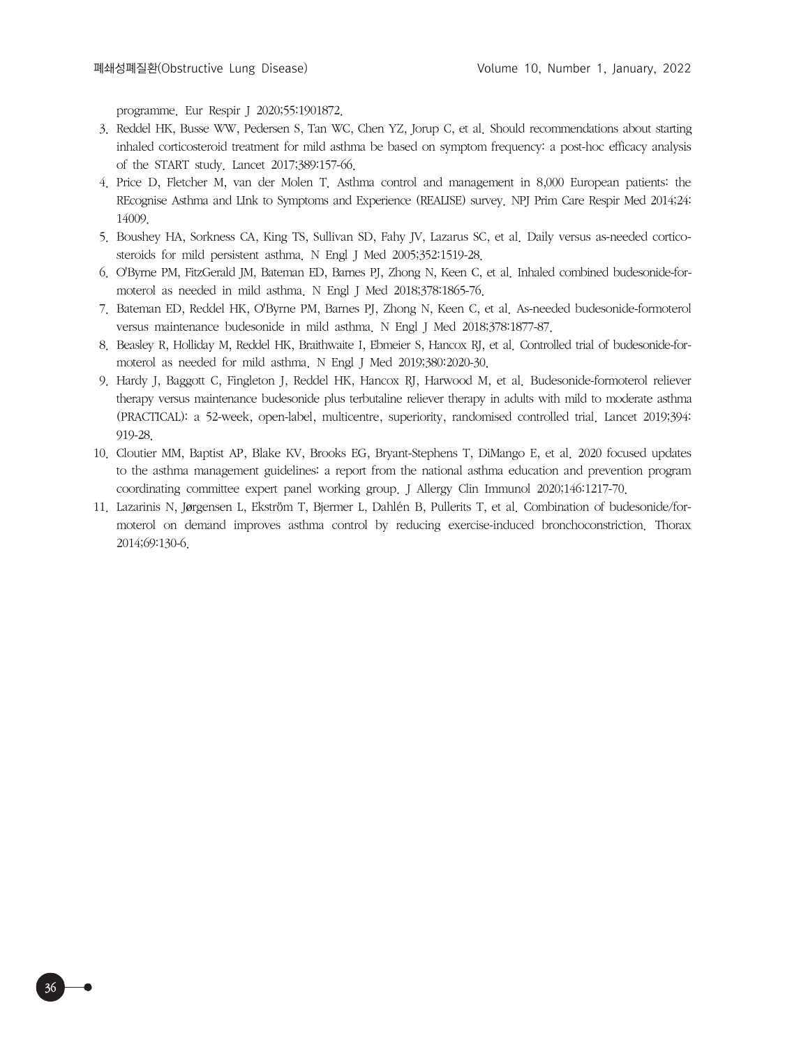programme. Eur Respir J 2020;55:1901872.

3. Reddel HK, Busse WW, Pedersen S, Tan WC, Chen YZ, Jorup C, et al. Should recommendations about starting inhaled corticosteroid treatment for mild asthma be based on symptom frequency: a post-hoc efficacy analysis of the START study. Lancet 2017;389:157-66.
4. Price D, Fletcher M, van der Molen T. Asthma control and management in 8,000 European patients: the REcognise Asthma and LInk to Symptoms and Experience (REALISE) survey. NPJ Prim Care Respir Med 2014;24:14009.
5. Boushey HA, Sorkness CA, King TS, Sullivan SD, Fahy JV, Lazarus SC, et al. Daily versus as-needed corticosteroids for mild persistent asthma. N Engl J Med 2005;352:1519-28.
6. O'Byrne PM, FitzGerald JM, Bateman ED, Barnes PJ, Zhong N, Keen C, et al. Inhaled combined budesonide-formoterol as needed in mild asthma. N Engl J Med 2018;378:1865-76.
7. Bateman ED, Reddel HK, O'Byrne PM, Barnes PJ, Zhong N, Keen C, et al. As-needed budesonide-formoterol versus maintenance budesonide in mild asthma. N Engl J Med 2018;378:1877-87.
8. Beasley R, Holliday M, Reddel HK, Braithwaite I, Ebmeier S, Hancox RJ, et al. Controlled trial of budesonide-formoterol as needed for mild asthma. N Engl J Med 2019;380:2020-30.
9. Hardy J, Baggott C, Fingleton J, Reddel HK, Hancox RJ, Harwood M, et al. Budesonide-formoterol reliever therapy versus maintenance budesonide plus terbutaline reliever therapy in adults with mild to moderate asthma (PRACTICAL): a 52-week, open-label, multicentre, superiority, randomised controlled trial. Lancet 2019;394:919-28.
10. Cloutier MM, Baptist AP, Blake KV, Brooks EG, Bryant-Stephens T, DiMango E, et al. 2020 focused updates to the asthma management guidelines: a report from the national asthma education and prevention program coordinating committee expert panel working group. J Allergy Clin Immunol 2020;146:1217-70.
11. Lazarinis N, Jørgensen L, Ekström T, Bjermer L, Dahlén B, Pullerits T, et al. Combination of budesonide/formoterol on demand improves asthma control by reducing exercise-induced bronchoconstriction. Thorax 2014;69:130-6.